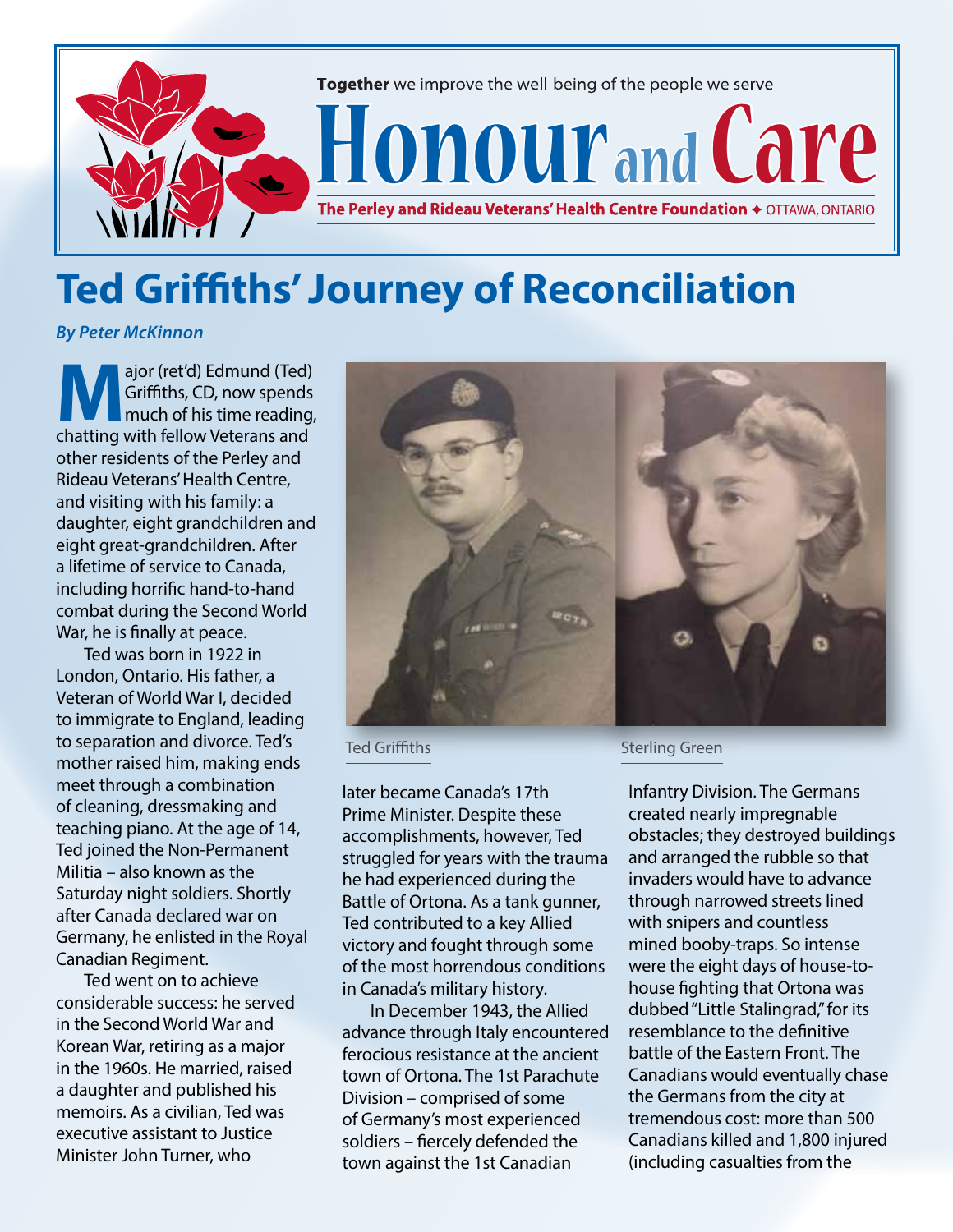Together we improve the well-being of the people we serve

# Honour and Care

**The Perley and Rideau Veterans' Health Centre Foundation ✦ OTTAWA, ONTARIO**

# Ted Griffiths' Journey of Reconciliation

***By Peter McKinnon***

Major (ret'd) Edmund (Ted) Griffiths, CD, now spends much of his time reading, chatting with fellow Veterans and other residents of the Perley and Rideau Veterans' Health Centre, and visiting with his family: a daughter, eight grandchildren and eight great-grandchildren. After a lifetime of service to Canada, including horrific hand-to-hand combat during the Second World War, he is finally at peace.

Ted was born in 1922 in London, Ontario. His father, a Veteran of World War I, decided to immigrate to England, leading to separation and divorce. Ted's mother raised him, making ends meet through a combination of cleaning, dressmaking and teaching piano. At the age of 14, Ted joined the Non-Permanent Militia – also known as the Saturday night soldiers. Shortly after Canada declared war on Germany, he enlisted in the Royal Canadian Regiment.

Ted went on to achieve considerable success: he served in the Second World War and Korean War, retiring as a major in the 1960s. He married, raised a daughter and published his memoirs. As a civilian, Ted was executive assistant to Justice Minister John Turner, who later became Canada's 17th Prime Minister. Despite these accomplishments, however, Ted struggled for years with the trauma he had experienced during the Battle of Ortona. As a tank gunner, Ted contributed to a key Allied victory and fought through some of the most horrendous conditions in Canada's military history.

Ted Griffiths

Sterling Green

In December 1943, the Allied advance through Italy encountered ferocious resistance at the ancient town of Ortona. The 1st Parachute Division – comprised of some of Germany's most experienced soldiers – fiercely defended the town against the 1st Canadian Infantry Division. The Germans created nearly impregnable obstacles; they destroyed buildings and arranged the rubble so that invaders would have to advance through narrowed streets lined with snipers and countless mined booby-traps. So intense were the eight days of house-to-house fighting that Ortona was dubbed "Little Stalingrad," for its resemblance to the definitive battle of the Eastern Front. The Canadians would eventually chase the Germans from the city at tremendous cost: more than 500 Canadians killed and 1,800 injured (including casualties from the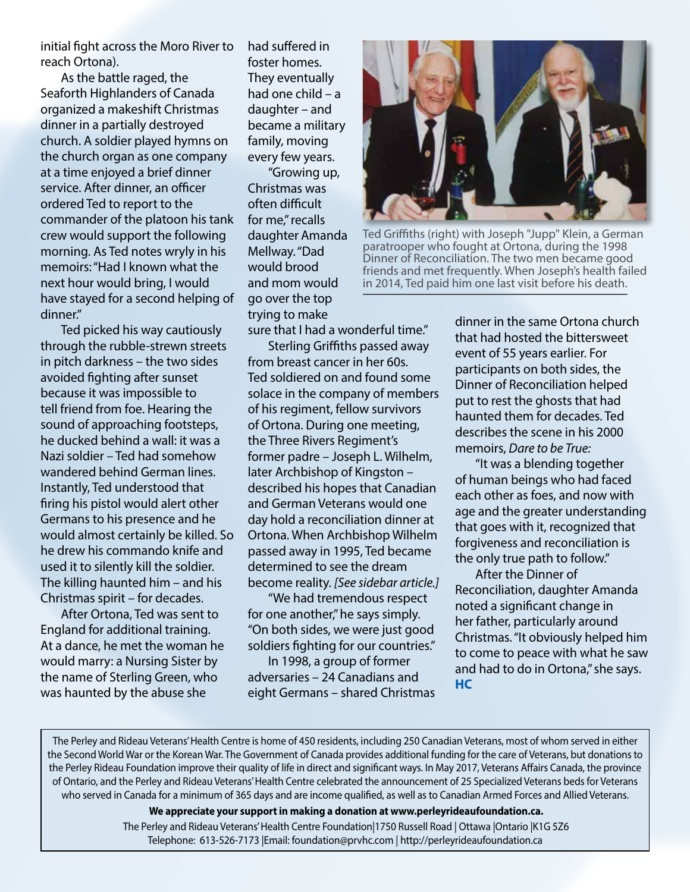initial fight across the Moro River to reach Ortona).

As the battle raged, the Seaforth Highlanders of Canada organized a makeshift Christmas dinner in a partially destroyed church. A soldier played hymns on the church organ as one company at a time enjoyed a brief dinner service. After dinner, an officer ordered Ted to report to the commander of the platoon his tank crew would support the following morning. As Ted notes wryly in his memoirs: "Had I known what the next hour would bring, I would have stayed for a second helping of dinner."

Ted picked his way cautiously through the rubble-strewn streets in pitch darkness – the two sides avoided fighting after sunset because it was impossible to tell friend from foe. Hearing the sound of approaching footsteps, he ducked behind a wall: it was a Nazi soldier – Ted had somehow wandered behind German lines. Instantly, Ted understood that firing his pistol would alert other Germans to his presence and he would almost certainly be killed. So he drew his commando knife and used it to silently kill the soldier. The killing haunted him – and his Christmas spirit – for decades.

After Ortona, Ted was sent to England for additional training. At a dance, he met the woman he would marry: a Nursing Sister by the name of Sterling Green, who was haunted by the abuse she had suffered in foster homes. They eventually had one child – a daughter – and became a military family, moving every few years.

"Growing up, Christmas was often difficult for me," recalls daughter Amanda Mellway. "Dad would brood and mom would go over the top trying to make sure that I had a wonderful time."

Sterling Griffiths passed away from breast cancer in her 60s. Ted soldiered on and found some solace in the company of members of his regiment, fellow survivors of Ortona. During one meeting, the Three Rivers Regiment's former padre – Joseph L. Wilhelm, later Archbishop of Kingston – described his hopes that Canadian and German Veterans would one day hold a reconciliation dinner at Ortona. When Archbishop Wilhelm passed away in 1995, Ted became determined to see the dream become reality. *[See sidebar article.]*

"We had tremendous respect for one another," he says simply. "On both sides, we were just good soldiers fighting for our countries."

In 1998, a group of former adversaries – 24 Canadians and eight Germans – shared Christmas dinner in the same Ortona church that had hosted the bittersweet event of 55 years earlier. For participants on both sides, the Dinner of Reconciliation helped put to rest the ghosts that had haunted them for decades. Ted describes the scene in his 2000 memoirs, *Dare to be True:*

"It was a blending together of human beings who had faced each other as foes, and now with age and the greater understanding that goes with it, recognized that forgiveness and reconciliation is the only true path to follow."

After the Dinner of Reconciliation, daughter Amanda noted a significant change in her father, particularly around Christmas. "It obviously helped him to come to peace with what he saw and had to do in Ortona," she says. **HC**

Ted Griffiths (right) with Joseph "Jupp" Klein, a German paratrooper who fought at Ortona, during the 1998 Dinner of Reconciliation. The two men became good friends and met frequently. When Joseph's health failed in 2014, Ted paid him one last visit before his death.

The Perley and Rideau Veterans' Health Centre is home of 450 residents, including 250 Canadian Veterans, most of whom served in either the Second World War or the Korean War. The Government of Canada provides additional funding for the care of Veterans, but donations to the Perley Rideau Foundation improve their quality of life in direct and significant ways. In May 2017, Veterans Affairs Canada, the province of Ontario, and the Perley and Rideau Veterans' Health Centre celebrated the announcement of 25 Specialized Veterans beds for Veterans who served in Canada for a minimum of 365 days and are income qualified, as well as to Canadian Armed Forces and Allied Veterans.

**We appreciate your support in making a donation at www.perleyrideaufoundation.ca.**

The Perley and Rideau Veterans' Health Centre Foundation|1750 Russell Road | Ottawa |Ontario |K1G 5Z6
Telephone: 613-526-7173 |Email: foundation@prvhc.com | http://perleyrideaufoundation.ca